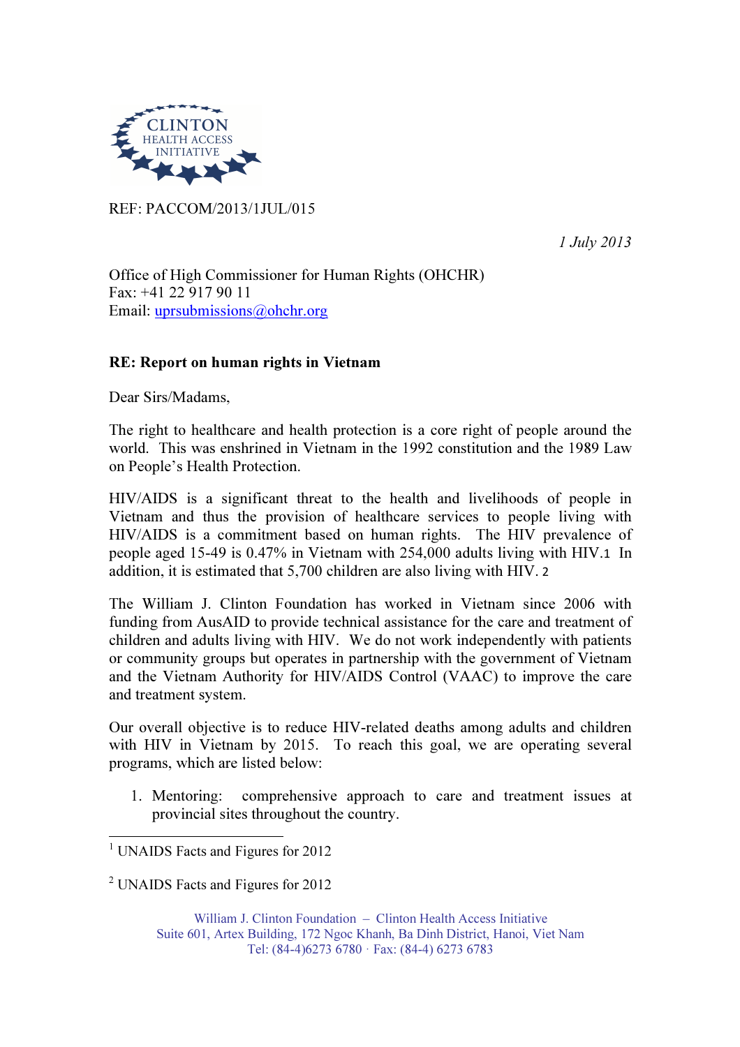CLINTON HEALTH ACCESS INITIATIVE

REF: PACCOM/2013/1JUL/015

*1 July 2013*

Office of High Commissioner for Human Rights (OHCHR)
Fax: +41 22 917 90 11
Email: uprsubmissions@ohchr.org

**RE: Report on human rights in Vietnam**

Dear Sirs/Madams,

The right to healthcare and health protection is a core right of people around the world. This was enshrined in Vietnam in the 1992 constitution and the 1989 Law on People's Health Protection.

HIV/AIDS is a significant threat to the health and livelihoods of people in Vietnam and thus the provision of healthcare services to people living with HIV/AIDS is a commitment based on human rights. The HIV prevalence of people aged 15-49 is 0.47% in Vietnam with 254,000 adults living with HIV.[1] In addition, it is estimated that 5,700 children are also living with HIV.[2]

The William J. Clinton Foundation has worked in Vietnam since 2006 with funding from AusAID to provide technical assistance for the care and treatment of children and adults living with HIV. We do not work independently with patients or community groups but operates in partnership with the government of Vietnam and the Vietnam Authority for HIV/AIDS Control (VAAC) to improve the care and treatment system.

Our overall objective is to reduce HIV-related deaths among adults and children with HIV in Vietnam by 2015. To reach this goal, we are operating several programs, which are listed below:

1. Mentoring: comprehensive approach to care and treatment issues at provincial sites throughout the country.

---

[1] UNAIDS Facts and Figures for 2012

[2] UNAIDS Facts and Figures for 2012

William J. Clinton Foundation – Clinton Health Access Initiative
Suite 601, Artex Building, 172 Ngoc Khanh, Ba Dinh District, Hanoi, Viet Nam
Tel: (84-4)6273 6780 · Fax: (84-4) 6273 6783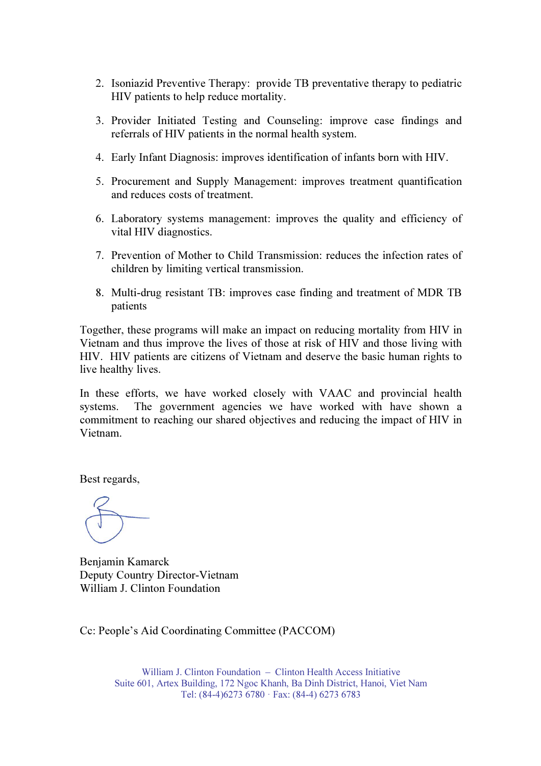2. Isoniazid Preventive Therapy: provide TB preventative therapy to pediatric HIV patients to help reduce mortality.
3. Provider Initiated Testing and Counseling: improve case findings and referrals of HIV patients in the normal health system.
4. Early Infant Diagnosis: improves identification of infants born with HIV.
5. Procurement and Supply Management: improves treatment quantification and reduces costs of treatment.
6. Laboratory systems management: improves the quality and efficiency of vital HIV diagnostics.
7. Prevention of Mother to Child Transmission: reduces the infection rates of children by limiting vertical transmission.
8. Multi-drug resistant TB: improves case finding and treatment of MDR TB patients

Together, these programs will make an impact on reducing mortality from HIV in Vietnam and thus improve the lives of those at risk of HIV and those living with HIV. HIV patients are citizens of Vietnam and deserve the basic human rights to live healthy lives.

In these efforts, we have worked closely with VAAC and provincial health systems. The government agencies we have worked with have shown a commitment to reaching our shared objectives and reducing the impact of HIV in Vietnam.

Best regards,

Benjamin Kamarck
Deputy Country Director-Vietnam
William J. Clinton Foundation

Cc: People's Aid Coordinating Committee (PACCOM)

William J. Clinton Foundation – Clinton Health Access Initiative
Suite 601, Artex Building, 172 Ngoc Khanh, Ba Dinh District, Hanoi, Viet Nam
Tel: (84-4)6273 6780 · Fax: (84-4) 6273 6783